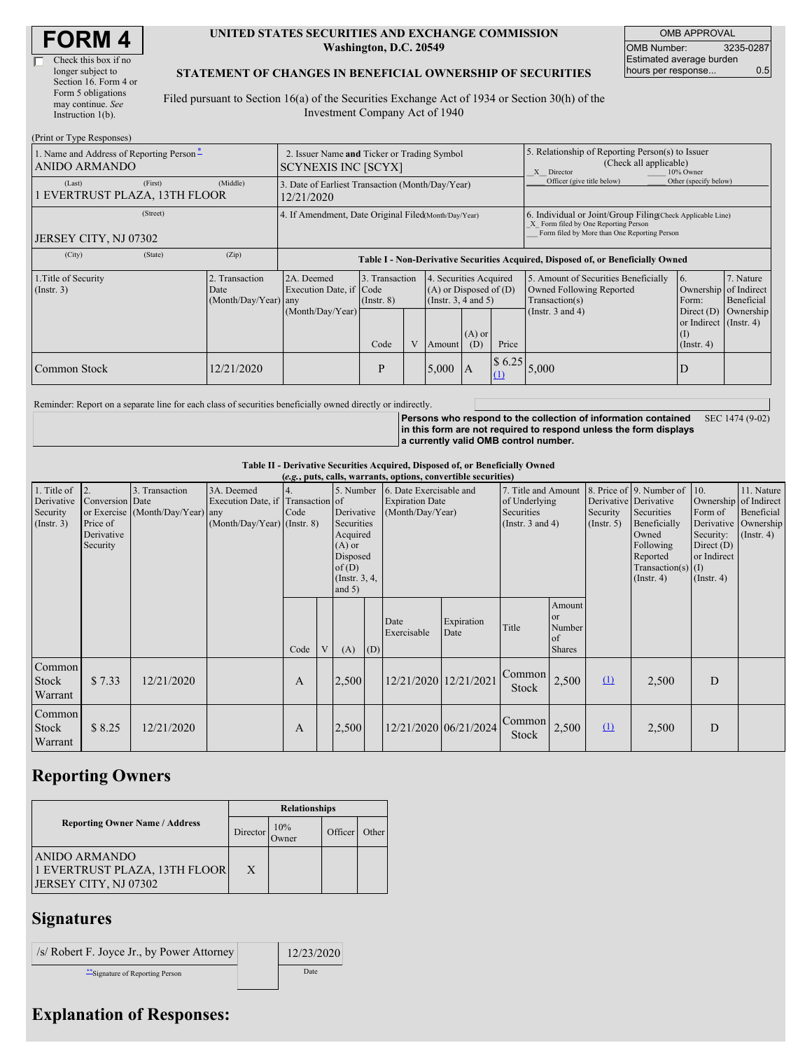# FORM 4

☐ Check this box if no longer subject to Section 16. Form 4 or Form 5 obligations may continue. *See* Instruction 1(b).

**UNITED STATES SECURITIES AND EXCHANGE COMMISSION**
**Washington, D.C. 20549**

**STATEMENT OF CHANGES IN BENEFICIAL OWNERSHIP OF SECURITIES**

Filed pursuant to Section 16(a) of the Securities Exchange Act of 1934 or Section 30(h) of the Investment Company Act of 1940

| OMB APPROVAL | |
|---|---|
| OMB Number: | 3235-0287 |
| Estimated average burden hours per response... | 0.5 |

(Print or Type Responses)

| 1. Name and Address of Reporting Person * | 2. Issuer Name and Ticker or Trading Symbol | 5. Relationship of Reporting Person(s) to Issuer (Check all applicable) |
|---|---|---|
| ANIDO ARMANDO | SCYNEXIS INC [SCYX] | _X_ Director ___ 10% Owner ___ Officer (give title below) ___ Other (specify below) |
| (Last) (First) (Middle) 1 EVERTRUST PLAZA, 13TH FLOOR | 3. Date of Earliest Transaction (Month/Day/Year) 12/21/2020 | |
| (Street) JERSEY CITY, NJ 07302 | 4. If Amendment, Date Original Filed (Month/Day/Year) | 6. Individual or Joint/Group Filing (Check Applicable Line) _X_ Form filed by One Reporting Person ___ Form filed by More than One Reporting Person |
| (City) (State) (Zip) | | |

**Table I - Non-Derivative Securities Acquired, Disposed of, or Beneficially Owned**

| 1.Title of Security (Instr. 3) | 2. Transaction Date (Month/Day/Year) | 2A. Deemed Execution Date, if any (Month/Day/Year) | 3. Transaction Code (Instr. 8) | | 4. Securities Acquired (A) or Disposed of (D) (Instr. 3, 4 and 5) | | | 5. Amount of Securities Beneficially Owned Following Reported Transaction(s) (Instr. 3 and 4) | 6. Ownership Form: Direct (D) or Indirect (I) (Instr. 4) | 7. Nature of Indirect Beneficial Ownership (Instr. 4) |
|---|---|---|---|---|---|---|---|---|---|---|
| | | | Code | V | Amount | (A) or (D) | Price | | | |
| Common Stock | 12/21/2020 | | P | | 5,000 | A | $ 6.25 (1) | 5,000 | D | |

Reminder: Report on a separate line for each class of securities beneficially owned directly or indirectly.

**Persons who respond to the collection of information contained in this form are not required to respond unless the form displays a currently valid OMB control number.** SEC 1474 (9-02)

**Table II - Derivative Securities Acquired, Disposed of, or Beneficially Owned**
**(*e.g.*, puts, calls, warrants, options, convertible securities)**

| 1. Title of Derivative Security (Instr. 3) | 2. Conversion or Exercise Price of Derivative Security | 3. Transaction Date (Month/Day/Year) | 3A. Deemed Execution Date, if any (Month/Day/Year) | 4. Transaction Code (Instr. 8) | | 5. Number of Derivative Securities Acquired (A) or Disposed of (D) (Instr. 3, 4, and 5) | | 6. Date Exercisable and Expiration Date (Month/Day/Year) | | 7. Title and Amount of Underlying Securities (Instr. 3 and 4) | | 8. Price of Derivative Security (Instr. 5) | 9. Number of Derivative Securities Beneficially Owned Following Reported Transaction(s) (Instr. 4) | 10. Ownership Form of Derivative Security: Direct (D) or Indirect (I) (Instr. 4) | 11. Nature of Indirect Beneficial Ownership (Instr. 4) |
|---|---|---|---|---|---|---|---|---|---|---|---|---|---|---|---|
| | | | | Code | V | (A) | (D) | Date Exercisable | Expiration Date | Title | Amount or Number of Shares | | | | |
| Common Stock Warrant | $ 7.33 | 12/21/2020 | | A | | 2,500 | | 12/21/2020 | 12/21/2021 | Common Stock | 2,500 | (1) | 2,500 | D | |
| Common Stock Warrant | $ 8.25 | 12/21/2020 | | A | | 2,500 | | 12/21/2020 | 06/21/2024 | Common Stock | 2,500 | (1) | 2,500 | D | |

## Reporting Owners

| Reporting Owner Name / Address | Relationships | | | |
|---|---|---|---|---|
| | Director | 10% Owner | Officer | Other |
| ANIDO ARMANDO 1 EVERTRUST PLAZA, 13TH FLOOR JERSEY CITY, NJ 07302 | X | | | |

## Signatures

| /s/ Robert F. Joyce Jr., by Power Attorney | 12/23/2020 |
|---|---|
| ** Signature of Reporting Person | Date |

## Explanation of Responses: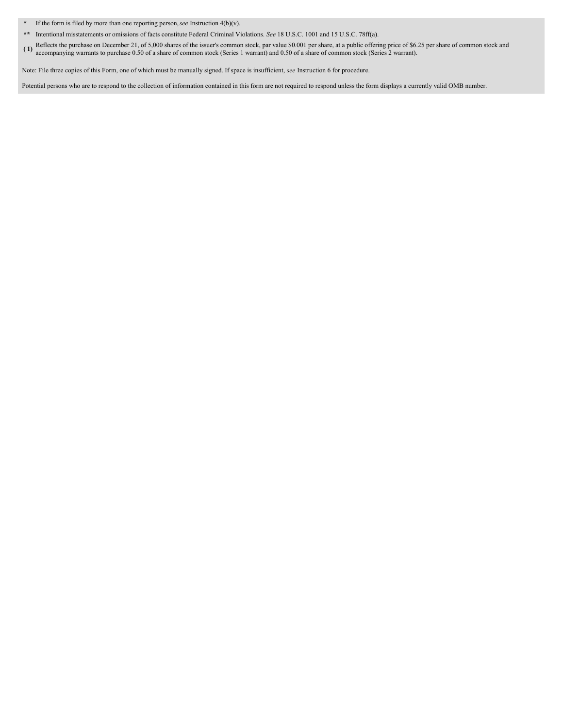\* If the form is filed by more than one reporting person, *see* Instruction 4(b)(v).

\*\* Intentional misstatements or omissions of facts constitute Federal Criminal Violations. *See* 18 U.S.C. 1001 and 15 U.S.C. 78ff(a).

**( 1)** Reflects the purchase on December 21, of 5,000 shares of the issuer's common stock, par value $0.001 per share, at a public offering price of $6.25 per share of common stock and accompanying warrants to purchase 0.50 of a share of common stock (Series 1 warrant) and 0.50 of a share of common stock (Series 2 warrant).

Note: File three copies of this Form, one of which must be manually signed. If space is insufficient, *see* Instruction 6 for procedure.

Potential persons who are to respond to the collection of information contained in this form are not required to respond unless the form displays a currently valid OMB number.